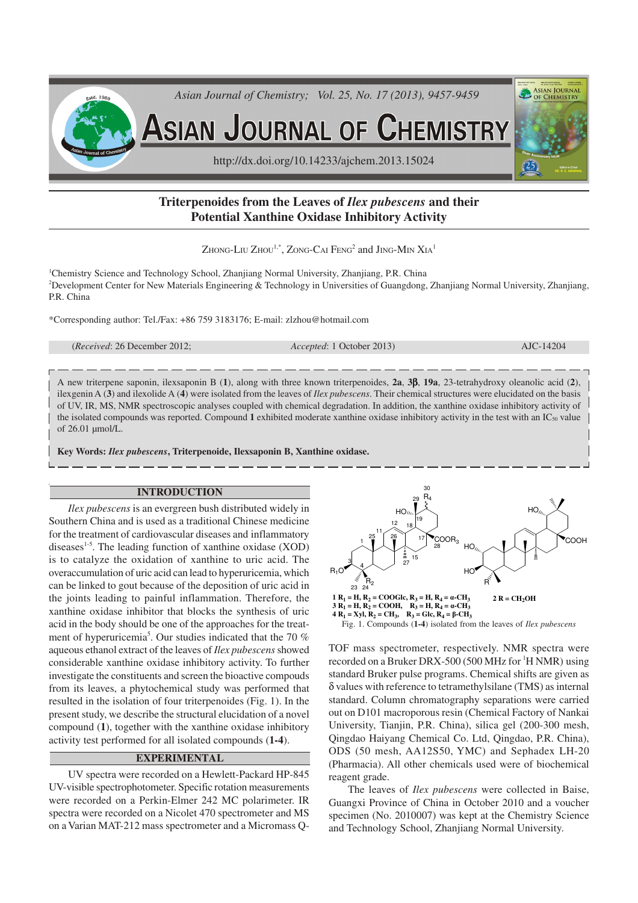# Triterpenoides from the Leaves of *Ilex pubescens* and their Potential Xanthine Oxidase Inhibitory Activity

ZHONG-LIU ZHOU[1,*], ZONG-CAI FENG[2] and JING-MIN XIA[1]

[1]Chemistry Science and Technology School, Zhanjiang Normal University, Zhanjiang, P.R. China
[2]Development Center for New Materials Engineering & Technology in Universities of Guangdong, Zhanjiang Normal University, Zhanjiang, P.R. China

*Corresponding author: Tel./Fax: +86 759 3183176; E-mail: zlzhou@hotmail.com

(*Received*: 26 December 2012; *Accepted*: 1 October 2013) AJC-14204

A new triterpene saponin, ilexsaponin B (**1**), along with three known triterpenoides, **2a**, **3β**, **19a**, 23-tetrahydroxy oleanolic acid (**2**), ilexgenin A (**3**) and ilexolide A (**4**) were isolated from the leaves of *Ilex pubescens*. Their chemical structures were elucidated on the basis of UV, IR, MS, NMR spectroscopic analyses coupled with chemical degradation. In addition, the xanthine oxidase inhibitory activity of the isolated compounds was reported. Compound **1** exhibited moderate xanthine oxidase inhibitory activity in the test with an $IC_{50}$ value of 26.01 μmol/L.

**Key Words: *Ilex pubescens*, Triterpenoide, Ilexsaponin B, Xanthine oxidase.**

## INTRODUCTION

*Ilex pubescens* is an evergreen bush distributed widely in Southern China and is used as a traditional Chinese medicine for the treatment of cardiovascular diseases and inflammatory diseases[1-5]. The leading function of xanthine oxidase (XOD) is to catalyze the oxidation of xanthine to uric acid. The overaccumulation of uric acid can lead to hyperuricemia, which can be linked to gout because of the deposition of uric acid in the joints leading to painful inflammation. Therefore, the xanthine oxidase inhibitor that blocks the synthesis of uric acid in the body should be one of the approaches for the treatment of hyperuricemia[5]. Our studies indicated that the 70 % aqueous ethanol extract of the leaves of *Ilex pubescens* showed considerable xanthine oxidase inhibitory activity. To further investigate the constituents and screen the bioactive compounds from its leaves, a phytochemical study was performed that resulted in the isolation of four triterpenoides (Fig. 1). In the present study, we describe the structural elucidation of a novel compound (**1**), together with the xanthine oxidase inhibitory activity test performed for all isolated compounds (**1-4**).

**1** $R_1$ = H, $R_2$ = COOGlc, $R_3$ = H, $R_4$ = α-$CH_3$
**3** $R_1$ = H, $R_2$ = COOH, $R_3$ = H, $R_4$ = α-$CH_3$
**4** $R_1$ = Xyl, $R_2$ = $CH_3$, $R_3$ = Glc, $R_4$ = β-$CH_3$
**2** R = $CH_2OH$

Fig. 1. Compounds (**1-4**) isolated from the leaves of *Ilex pubescens*

## EXPERIMENTAL

UV spectra were recorded on a Hewlett-Packard HP-845 UV-visible spectrophotometer. Specific rotation measurements were recorded on a Perkin-Elmer 242 MC polarimeter. IR spectra were recorded on a Nicolet 470 spectrometer and MS on a Varian MAT-212 mass spectrometer and a Micromass Q-TOF mass spectrometer, respectively. NMR spectra were recorded on a Bruker DRX-500 (500 MHz for [1]H NMR) using standard Bruker pulse programs. Chemical shifts are given as δ values with reference to tetramethylsilane (TMS) as internal standard. Column chromatography separations were carried out on D101 macroporous resin (Chemical Factory of Nankai University, Tianjin, P.R. China), silica gel (200-300 mesh, Qingdao Haiyang Chemical Co. Ltd, Qingdao, P.R. China), ODS (50 mesh, AA12S50, YMC) and Sephadex LH-20 (Pharmacia). All other chemicals used were of biochemical reagent grade.

The leaves of *Ilex pubescens* were collected in Baise, Guangxi Province of China in October 2010 and a voucher specimen (No. 2010007) was kept at the Chemistry Science and Technology School, Zhanjiang Normal University.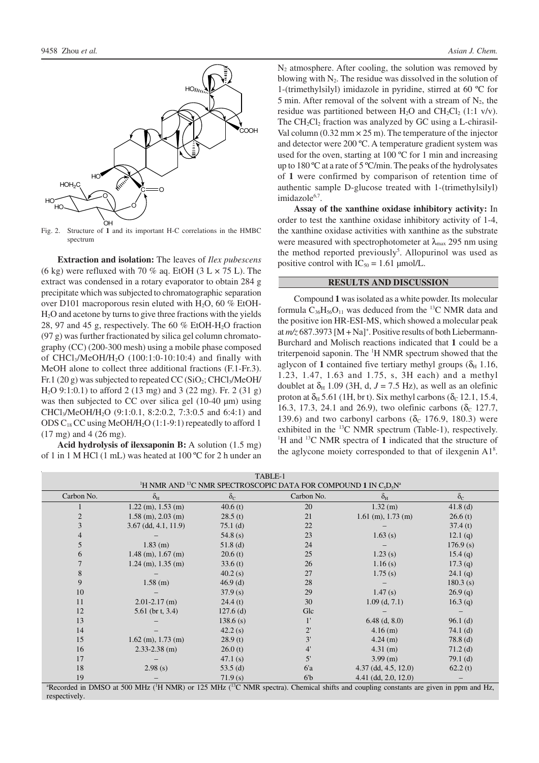Fig. 2. Structure of **1** and its important H-C correlations in the HMBC spectrum

**Extraction and isolation:** The leaves of *Ilex pubescens* (6 kg) were refluxed with 70 % aq. EtOH (3 L × 75 L). The extract was condensed in a rotary evaporator to obtain 284 g precipitate which was subjected to chromatographic separation over D101 macroporous resin eluted with $H_2O$, 60 % EtOH-$H_2O$ and acetone by turns to give three fractions with the yields 28, 97 and 45 g, respectively. The 60 % EtOH-$H_2O$ fraction (97 g) was further fractionated by silica gel column chromatography (CC) (200-300 mesh) using a mobile phase composed of $CHCl_3$/MeOH/$H_2O$ (100:1:0-10:10:4) and finally with MeOH alone to collect three additional fractions (F.1-Fr.3). Fr.1 (20 g) was subjected to repeated CC ($SiO_2$; $CHCl_3$/MeOH/$H_2O$ 9:1:0.1) to afford 2 (13 mg) and 3 (22 mg). Fr. 2 (31 g) was then subjected to CC over silica gel (10-40 μm) using $CHCl_3$/MeOH/$H_2O$ (9:1:0.1, 8:2:0.2, 7:3:0.5 and 6:4:1) and ODS $C_{18}$ CC using MeOH/$H_2O$ (1:1-9:1) repeatedly to afford 1 (17 mg) and 4 (26 mg).

**Acid hydrolysis of ilexsaponin B:** A solution (1.5 mg) of 1 in 1 M HCl (1 mL) was heated at 100 ºC for 2 h under an $N_2$ atmosphere. After cooling, the solution was removed by blowing with $N_2$. The residue was dissolved in the solution of 1-(trimethylsilyl) imidazole in pyridine, stirred at 60 ºC for 5 min. After removal of the solvent with a stream of $N_2$, the residue was partitioned between $H_2O$ and $CH_2Cl_2$ (1:1 v/v). The $CH_2Cl_2$ fraction was analyzed by GC using a L-chirasil-Val column (0.32 mm × 25 m). The temperature of the injector and detector were 200 ºC. A temperature gradient system was used for the oven, starting at 100 ºC for 1 min and increasing up to 180 ºC at a rate of 5 ºC/min. The peaks of the hydrolysates of **1** were confirmed by comparison of retention time of authentic sample D-glucose treated with 1-(trimethylsilyl) imidazole[6,7].

**Assay of the xanthine oxidase inhibitory activity:** In order to test the xanthine oxidase inhibitory activity of 1-4, the xanthine oxidase activities with xanthine as the substrate were measured with spectrophotometer at $\lambda_{max}$ 295 nm using the method reported previously[5]. Allopurinol was used as positive control with $IC_{50}$ = 1.61 μmol/L.

## RESULTS AND DISCUSSION

Compound **1** was isolated as a white powder. Its molecular formula $C_{36}H_{56}O_{11}$ was deduced from the $^{13}C$ NMR data and the positive ion HR-ESI-MS, which showed a molecular peak at *m/z* 687.3973 $[M + Na]^+$. Positive results of both Liebermann-Burchard and Molisch reactions indicated that **1** could be a triterpenoid saponin. The $^1H$ NMR spectrum showed that the aglycon of **1** contained five tertiary methyl groups ($\delta_H$ 1.16, 1.23, 1.47, 1.63 and 1.75, s, 3H each) and a methyl doublet at $\delta_H$ 1.09 (3H, d, *J* = 7.5 Hz), as well as an olefinic proton at $\delta_H$ 5.61 (1H, br t). Six methyl carbons ($\delta_C$ 12.1, 15.4, 16.3, 17.3, 24.1 and 26.9), two olefinic carbons ($\delta_C$ 127.7, 139.6) and two carbonyl carbons ($\delta_C$ 176.9, 180.3) were exhibited in the $^{13}C$ NMR spectrum (Table-1), respectively. $^1H$ and $^{13}C$ NMR spectra of **1** indicated that the structure of the aglycone moiety corresponded to that of ilexgenin A1[8].

TABLE-1
$^1H$ NMR AND $^{13}C$ NMR SPECTROSCOPIC DATA FOR COMPOUND **1** IN $C_5D_5N^a$

| Carbon No. | $\delta_H$ | $\delta_C$ | Carbon No. | $\delta_H$ | $\delta_C$ |
|---|---|---|---|---|---|
| 1 | 1.22 (m), 1.53 (m) | 40.6 (t) | 20 | 1.32 (m) | 41.8 (d) |
| 2 | 1.58 (m), 2.03 (m) | 28.5 (t) | 21 | 1.61 (m), 1.73 (m) | 26.6 (t) |
| 3 | 3.67 (dd, 4.1, 11.9) | 75.1 (d) | 22 | – | 37.4 (t) |
| 4 | – | 54.8 (s) | 23 | 1.63 (s) | 12.1 (q) |
| 5 | 1.83 (m) | 51.8 (d) | 24 | – | 176.9 (s) |
| 6 | 1.48 (m), 1.67 (m) | 20.6 (t) | 25 | 1.23 (s) | 15.4 (q) |
| 7 | 1.24 (m), 1.35 (m) | 33.6 (t) | 26 | 1.16 (s) | 17.3 (q) |
| 8 | – | 40.2 (s) | 27 | 1.75 (s) | 24.1 (q) |
| 9 | 1.58 (m) | 46.9 (d) | 28 | – | 180.3 (s) |
| 10 | – | 37.9 (s) | 29 | 1.47 (s) | 26.9 (q) |
| 11 | 2.01-2.17 (m) | 24.4 (t) | 30 | 1.09 (d, 7.1) | 16.3 (q) |
| 12 | 5.61 (br t, 3.4) | 127.6 (d) | Glc | – | – |
| 13 | – | 138.6 (s) | 1' | 6.48 (d, 8.0) | 96.1 (d) |
| 14 | – | 42.2 (s) | 2' | 4.16 (m) | 74.1 (d) |
| 15 | 1.62 (m), 1.73 (m) | 28.9 (t) | 3' | 4.24 (m) | 78.8 (d) |
| 16 | 2.33-2.38 (m) | 26.0 (t) | 4' | 4.31 (m) | 71.2 (d) |
| 17 | – | 47.1 (s) | 5' | 3.99 (m) | 79.1 (d) |
| 18 | 2.98 (s) | 53.5 (d) | 6'a | 4.37 (dd, 4.5, 12.0) | 62.2 (t) |
| 19 | – | 71.9 (s) | 6'b | 4.41 (dd, 2.0, 12.0) | – |

[a]Recorded in DMSO at 500 MHz ($^1H$ NMR) or 125 MHz ($^{13}C$ NMR spectra). Chemical shifts and coupling constants are given in ppm and Hz, respectively.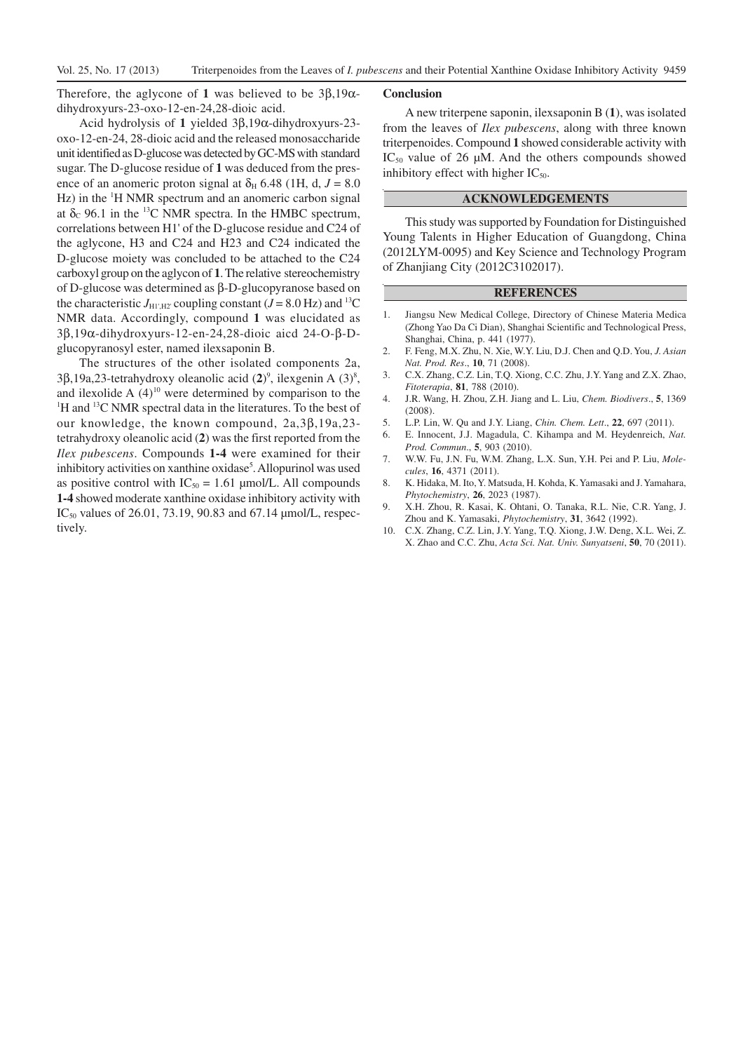Therefore, the aglycone of **1** was believed to be 3β,19α-dihydroxyurs-23-oxo-12-en-24,28-dioic acid.

Acid hydrolysis of **1** yielded 3β,19α-dihydroxyurs-23-oxo-12-en-24, 28-dioic acid and the released monosaccharide unit identified as D-glucose was detected by GC-MS with standard sugar. The D-glucose residue of **1** was deduced from the presence of an anomeric proton signal at $\delta_H$ 6.48 (1H, d, $J$ = 8.0 Hz) in the $^1$H NMR spectrum and an anomeric carbon signal at $\delta_C$ 96.1 in the $^{13}$C NMR spectra. In the HMBC spectrum, correlations between H1' of the D-glucose residue and C24 of the aglycone, H3 and C24 and H23 and C24 indicated the D-glucose moiety was concluded to be attached to the C24 carboxyl group on the aglycon of **1**. The relative stereochemistry of D-glucose was determined as β-D-glucopyranose based on the characteristic $J_{H1',H2'}$ coupling constant ($J$ = 8.0 Hz) and $^{13}$C NMR data. Accordingly, compound **1** was elucidated as 3β,19α-dihydroxyurs-12-en-24,28-dioic aicd 24-O-β-D-glucopyranosyl ester, named ilexsaponin B.

The structures of the other isolated components 2a, 3β,19a,23-tetrahydroxy oleanolic acid (**2**)[9], ilexgenin A (3)[8], and ilexolide A (4)[10] were determined by comparison to the $^1$H and $^{13}$C NMR spectral data in the literatures. To the best of our knowledge, the known compound, 2a,3β,19a,23-tetrahydroxy oleanolic acid (**2**) was the first reported from the *Ilex pubescens*. Compounds **1-4** were examined for their inhibitory activities on xanthine oxidase[5]. Allopurinol was used as positive control with $IC_{50}$ = 1.61 μmol/L. All compounds **1-4** showed moderate xanthine oxidase inhibitory activity with $IC_{50}$ values of 26.01, 73.19, 90.83 and 67.14 μmol/L, respectively.

## Conclusion

A new triterpene saponin, ilexsaponin B (**1**), was isolated from the leaves of *Ilex pubescens*, along with three known triterpenoides. Compound **1** showed considerable activity with $IC_{50}$ value of 26 μM. And the others compounds showed inhibitory effect with higher $IC_{50}$.

## ACKNOWLEDGEMENTS

This study was supported by Foundation for Distinguished Young Talents in Higher Education of Guangdong, China (2012LYM-0095) and Key Science and Technology Program of Zhanjiang City (2012C3102017).

## REFERENCES

1. Jiangsu New Medical College, Directory of Chinese Materia Medica (Zhong Yao Da Ci Dian), Shanghai Scientific and Technological Press, Shanghai, China, p. 441 (1977).
2. F. Feng, M.X. Zhu, N. Xie, W.Y. Liu, D.J. Chen and Q.D. You, *J. Asian Nat. Prod. Res*., **10**, 71 (2008).
3. C.X. Zhang, C.Z. Lin, T.Q. Xiong, C.C. Zhu, J.Y. Yang and Z.X. Zhao, *Fitoterapia*, **81**, 788 (2010).
4. J.R. Wang, H. Zhou, Z.H. Jiang and L. Liu, *Chem. Biodivers*., **5**, 1369 (2008).
5. L.P. Lin, W. Qu and J.Y. Liang, *Chin. Chem. Lett*., **22**, 697 (2011).
6. E. Innocent, J.J. Magadula, C. Kihampa and M. Heydenreich, *Nat. Prod. Commun*., **5**, 903 (2010).
7. W.W. Fu, J.N. Fu, W.M. Zhang, L.X. Sun, Y.H. Pei and P. Liu, *Molecules*, **16**, 4371 (2011).
8. K. Hidaka, M. Ito, Y. Matsuda, H. Kohda, K. Yamasaki and J. Yamahara, *Phytochemistry*, **26**, 2023 (1987).
9. X.H. Zhou, R. Kasai, K. Ohtani, O. Tanaka, R.L. Nie, C.R. Yang, J. Zhou and K. Yamasaki, *Phytochemistry*, **31**, 3642 (1992).
10. C.X. Zhang, C.Z. Lin, J.Y. Yang, T.Q. Xiong, J.W. Deng, X.L. Wei, Z. X. Zhao and C.C. Zhu, *Acta Sci. Nat. Univ. Sunyatseni*, **50**, 70 (2011).